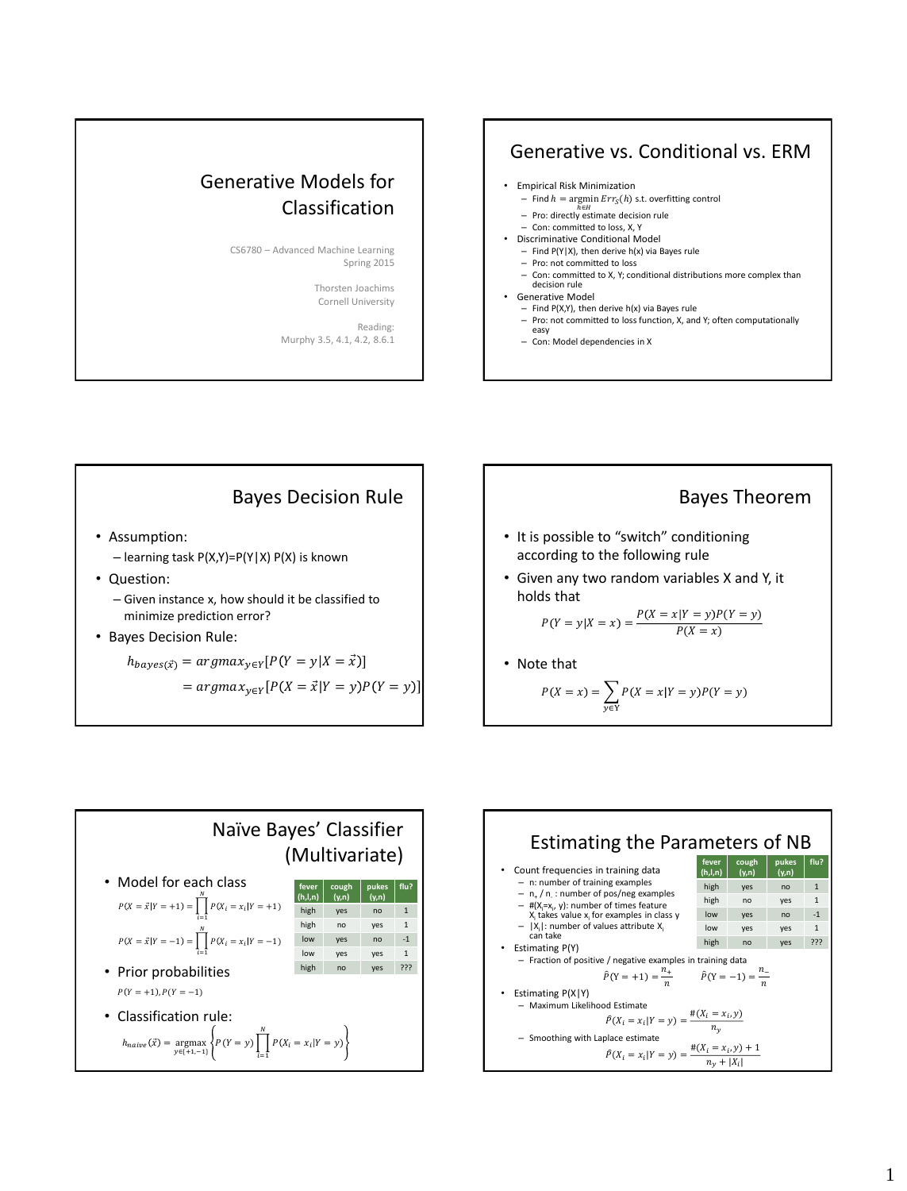# Generative Models for Classification

CS6780 – Advanced Machine Learning
Spring 2015

Thorsten Joachims
Cornell University

Reading:
Murphy 3.5, 4.1, 4.2, 8.6.1

## Generative vs. Conditional vs. ERM

- Empirical Risk Minimization
  - Find $h = \underset{h \in H}{\operatorname{argmin}} Err_S(h)$ s.t. overfitting control
  - Pro: directly estimate decision rule
  - Con: committed to loss, X, Y
- Discriminative Conditional Model
  - Find P(Y|X), then derive h(x) via Bayes rule
  - Pro: not committed to loss
  - Con: committed to X, Y; conditional distributions more complex than decision rule
- Generative Model
  - Find P(X,Y), then derive h(x) via Bayes rule
  - Pro: not committed to loss function, X, and Y; often computationally easy
  - Con: Model dependencies in X

## Bayes Decision Rule

- Assumption:
  - learning task P(X,Y)=P(Y|X) P(X) is known
- Question:
  - Given instance x, how should it be classified to minimize prediction error?
- Bayes Decision Rule:

$$h_{bayes}(\vec{x}) = argmax_{y \in Y}[P(Y = y|X = \vec{x})]$$
$$= argmax_{y \in Y}[P(X = \vec{x}|Y = y)P(Y = y)]$$

## Bayes Theorem

- It is possible to "switch" conditioning according to the following rule
- Given any two random variables X and Y, it holds that

$$P(Y = y|X = x) = \frac{P(X = x|Y = y)P(Y = y)}{P(X = x)}$$

- Note that

$$P(X = x) = \sum_{y \in Y} P(X = x|Y = y)P(Y = y)$$

## Naïve Bayes' Classifier (Multivariate)

- Model for each class

$$P(X = \vec{x}|Y = +1) = \prod_{i=1}^{N} P(X_i = x_i|Y = +1)$$

$$P(X = \vec{x}|Y = -1) = \prod_{i=1}^{N} P(X_i = x_i|Y = -1)$$

| fever (h,l,n) | cough (y,n) | pukes (y,n) | flu? |
|---|---|---|---|
| high | yes | no | 1 |
| high | no | yes | 1 |
| low | yes | no | -1 |
| low | yes | yes | 1 |
| high | no | yes | ??? |

- Prior probabilities

$P(Y = +1), P(Y = -1)$

- Classification rule:

$$h_{naive}(\vec{x}) = \underset{y \in \{+1,-1\}}{\operatorname{argmax}} \left\{ P(Y = y) \prod_{i=1}^{N} P(X_i = x_i|Y = y) \right\}$$

## Estimating the Parameters of NB

| fever (h,l,n) | cough (y,n) | pukes (y,n) | flu? |
|---|---|---|---|
| high | yes | no | 1 |
| high | no | yes | 1 |
| low | yes | no | -1 |
| low | yes | yes | 1 |
| high | no | yes | ??? |

- Count frequencies in training data
  - n: number of training examples
  - $n_+$ / $n_-$ : number of pos/neg examples
  - #($X_i$=$x_i$, y): number of times feature $X_i$ takes value $x_i$ for examples in class y
  - $|X_i|$: number of values attribute $X_i$ can take
- Estimating P(Y)
  - Fraction of positive / negative examples in training data

$$\hat{P}(Y = +1) = \frac{n_+}{n} \qquad \hat{P}(Y = -1) = \frac{n_-}{n}$$

- Estimating P(X|Y)
  - Maximum Likelihood Estimate

$$\hat{P}(X_i = x_i|Y = y) = \frac{\#(X_i = x_i, y)}{n_y}$$

  - Smoothing with Laplace estimate

$$\hat{P}(X_i = x_i|Y = y) = \frac{\#(X_i = x_i, y) + 1}{n_y + |X_i|}$$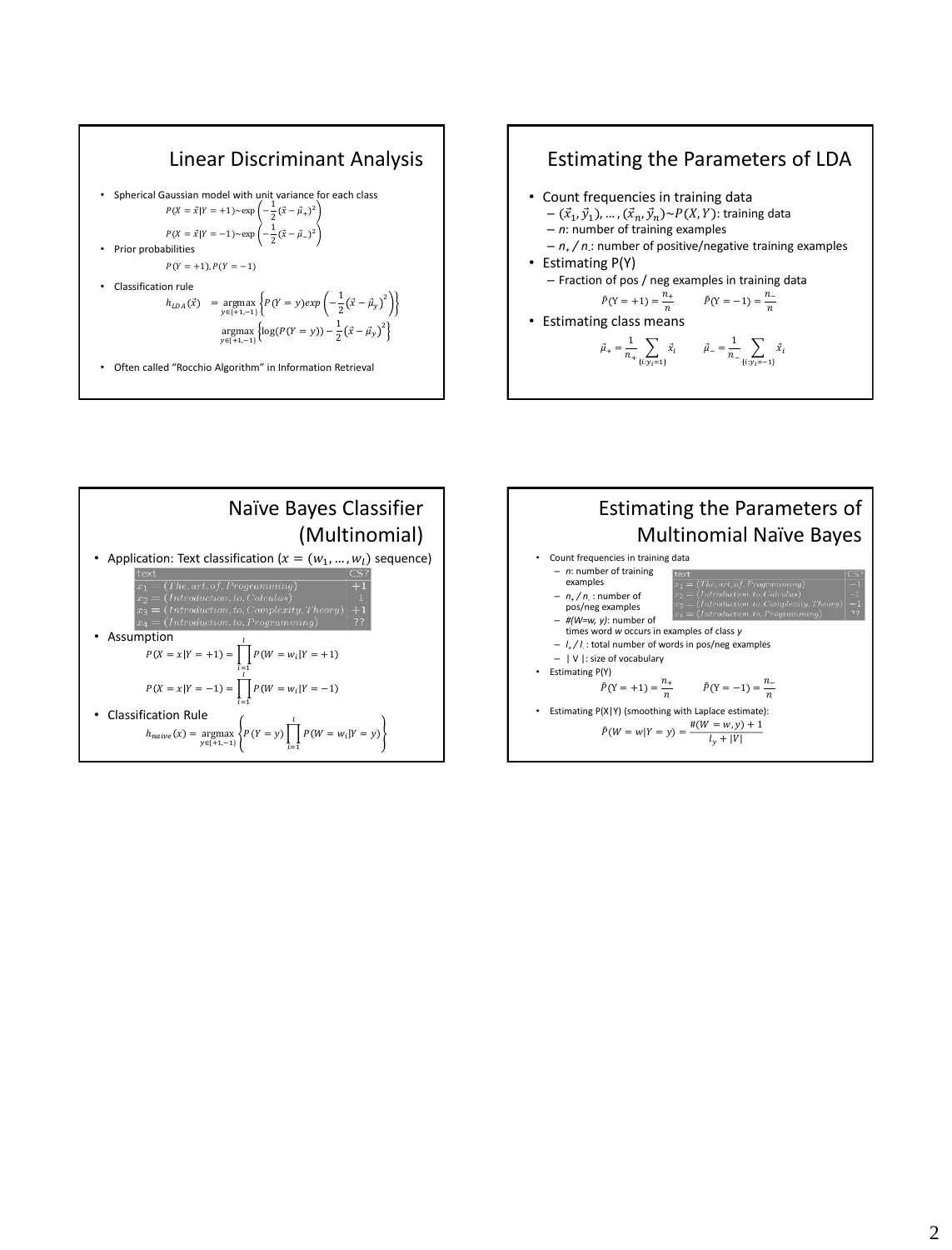## Linear Discriminant Analysis

- Spherical Gaussian model with unit variance for each class

$$P(X = \vec{x}|Y = +1) \sim \exp\left(-\frac{1}{2}(\vec{x} - \vec{\mu}_+)^2\right)$$

$$P(X = \vec{x}|Y = -1) \sim \exp\left(-\frac{1}{2}(\vec{x} - \vec{\mu}_-)^2\right)$$

- Prior probabilities

$$P(Y = +1), P(Y = -1)$$

- Classification rule

$$h_{LDA}(\vec{x}) = \underset{y \in \{+1,-1\}}{\operatorname{argmax}} \left\{ P(Y = y) exp\left(-\frac{1}{2}\left(\vec{x} - \vec{\mu}_y\right)^2\right) \right\}$$

$$\underset{y \in \{+1,-1\}}{\operatorname{argmax}} \left\{ \log(P(Y = y)) - \frac{1}{2}\left(\vec{x} - \vec{\mu}_y\right)^2 \right\}$$

- Often called "Rocchio Algorithm" in Information Retrieval

## Estimating the Parameters of LDA

- Count frequencies in training data
  - $(\vec{x}_1, \vec{y}_1), \dots, (\vec{x}_n, \vec{y}_n) \sim P(X, Y)$: training data
  - *n*: number of training examples
  - $n_+$ / $n_-$: number of positive/negative training examples
- Estimating P(Y)
  - Fraction of pos / neg examples in training data

$$\hat{P}(Y = +1) = \frac{n_+}{n} \qquad \hat{P}(Y = -1) = \frac{n_-}{n}$$

- Estimating class means

$$\vec{\mu}_+ = \frac{1}{n_+} \sum_{\{i: y_i = 1\}} \vec{x}_i \qquad \vec{\mu}_- = \frac{1}{n_-} \sum_{\{i: y_i = -1\}} \vec{x}_i$$

## Naïve Bayes Classifier (Multinomial)

- Application: Text classification ($x = (w_1, \dots, w_l)$ sequence)

| text | CS? |
|---|---|
| $x_1 = (The, art, of, Programming)$ | +1 |
| $x_2 = (Introduction, to, Calculus)$ | -1 |
| $x_3 = (Introduction, to, Complexity, Theory)$ | +1 |
| $x_4 = (Introduction, to, Programming)$ | ?? |

- Assumption

$$P(X = x|Y = +1) = \prod_{i=1}^{l} P(W = w_i|Y = +1)$$

$$P(X = x|Y = -1) = \prod_{i=1}^{l} P(W = w_i|Y = -1)$$

- Classification Rule

$$h_{naive}(x) = \underset{y \in \{+1,-1\}}{\operatorname{argmax}} \left\{ P(Y = y) \prod_{i=1}^{l} P(W = w_i|Y = y) \right\}$$

## Estimating the Parameters of Multinomial Naïve Bayes

- Count frequencies in training data
  - *n*: number of training examples
  - $n_+$ / $n_-$ : number of pos/neg examples
  - *#(W=w, y)*: number of times word *w* occurs in examples of class *y*
  - $l_+$ / $l_-$ : total number of words in pos/neg examples
  - | V |: size of vocabulary

| text | CS? |
|---|---|
| $x_1 = (The, art, of, Programming)$ | -1 |
| $x_2 = (Introduction, to, Calculus)$ | -1 |
| $x_3 = (Introduction, to, Complexity, Theory)$ | -1 |
| $x_4 = (Introduction, to, Programming)$ | ?? |

- Estimating P(Y)

$$\hat{P}(Y = +1) = \frac{n_+}{n} \qquad \hat{P}(Y = -1) = \frac{n_-}{n}$$

- Estimating P(X|Y) (smoothing with Laplace estimate):

$$\hat{P}(W = w|Y = y) = \frac{\#(W = w, y) + 1}{l_y + |V|}$$